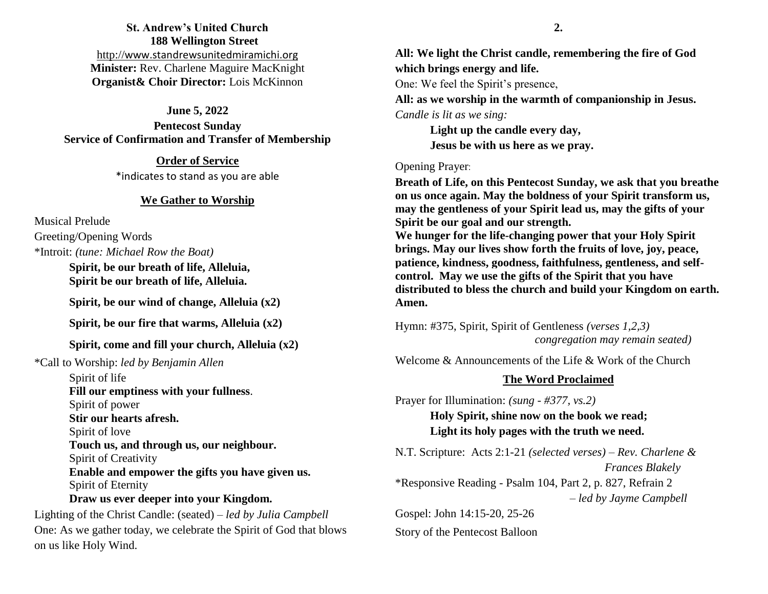**St. Andrew's United Church**
**188 Wellington Street**
http://www.standrewsunitedmiramichi.org
**Minister:** Rev. Charlene Maguire MacKnight
**Organist& Choir Director:** Lois McKinnon

**June 5, 2022**

**Pentecost Sunday**
**Service of Confirmation and Transfer of Membership**

**Order of Service**

*indicates to stand as you are able

## We Gather to Worship

Musical Prelude

Greeting/Opening Words

*Introit: *(tune: Michael Row the Boat)*

**Spirit, be our breath of life, Alleluia,**
**Spirit be our breath of life, Alleluia.**

**Spirit, be our wind of change, Alleluia (x2)**

**Spirit, be our fire that warms, Alleluia (x2)**

**Spirit, come and fill your church, Alleluia (x2)**

*Call to Worship: *led by Benjamin Allen*

Spirit of life
**Fill our emptiness with your fullness**.
Spirit of power
**Stir our hearts afresh.**
Spirit of love
**Touch us, and through us, our neighbour.**
Spirit of Creativity
**Enable and empower the gifts you have given us.**
Spirit of Eternity
**Draw us ever deeper into your Kingdom.**

Lighting of the Christ Candle: (seated) – *led by Julia Campbell*

One: As we gather today, we celebrate the Spirit of God that blows on us like Holy Wind.

**All: We light the Christ candle, remembering the fire of God which brings energy and life.**

One: We feel the Spirit's presence,

**All: as we worship in the warmth of companionship in Jesus.**

*Candle is lit as we sing:*

**Light up the candle every day,**
**Jesus be with us here as we pray.**

Opening Prayer:

**Breath of Life, on this Pentecost Sunday, we ask that you breathe on us once again. May the boldness of your Spirit transform us, may the gentleness of your Spirit lead us, may the gifts of your Spirit be our goal and our strength.**
**We hunger for the life-changing power that your Holy Spirit brings. May our lives show forth the fruits of love, joy, peace, patience, kindness, goodness, faithfulness, gentleness, and self-control. May we use the gifts of the Spirit that you have distributed to bless the church and build your Kingdom on earth. Amen.**

Hymn: #375, Spirit, Spirit of Gentleness *(verses 1,2,3)*
*congregation may remain seated)*

Welcome & Announcements of the Life & Work of the Church

## The Word Proclaimed

Prayer for Illumination: *(sung - #377, vs.2)*

**Holy Spirit, shine now on the book we read;**
**Light its holy pages with the truth we need.**

N.T. Scripture: Acts 2:1-21 *(selected verses) – Rev. Charlene & Frances Blakely*

*Responsive Reading - Psalm 104, Part 2, p. 827, Refrain 2
*– led by Jayme Campbell*

Gospel: John 14:15-20, 25-26

Story of the Pentecost Balloon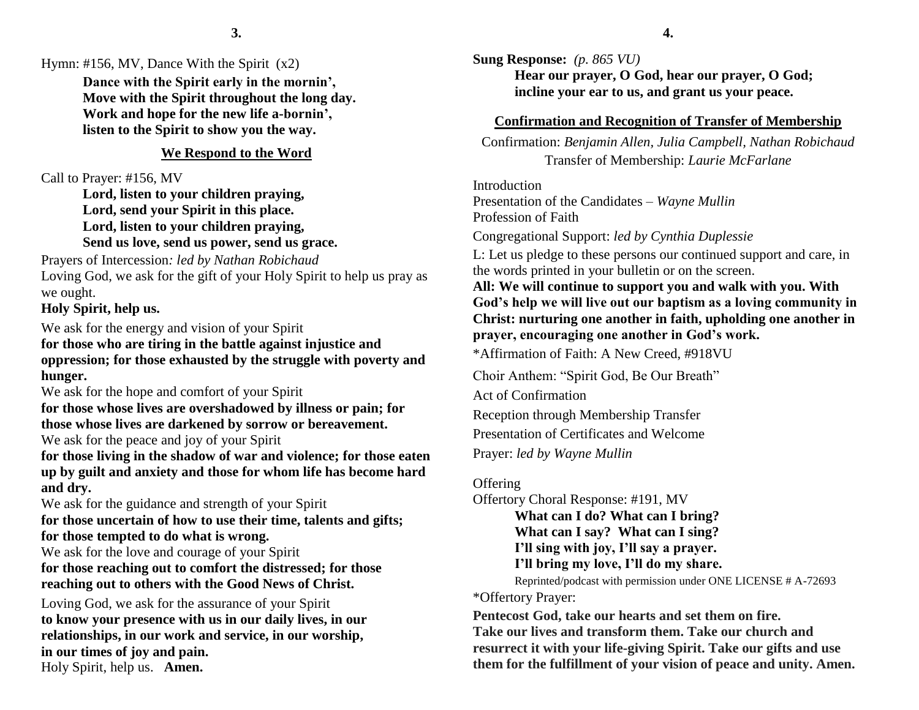Hymn: #156, MV, Dance With the Spirit (x2)

**Dance with the Spirit early in the mornin',**
**Move with the Spirit throughout the long day.**
**Work and hope for the new life a-bornin',**
**listen to the Spirit to show you the way.**

## We Respond to the Word

Call to Prayer: #156, MV

**Lord, listen to your children praying,**
**Lord, send your Spirit in this place.**
**Lord, listen to your children praying,**
**Send us love, send us power, send us grace.**

Prayers of Intercession*: led by Nathan Robichaud*

Loving God, we ask for the gift of your Holy Spirit to help us pray as we ought.

**Holy Spirit, help us.**

We ask for the energy and vision of your Spirit
**for those who are tiring in the battle against injustice and oppression; for those exhausted by the struggle with poverty and hunger.**

We ask for the hope and comfort of your Spirit
**for those whose lives are overshadowed by illness or pain; for those whose lives are darkened by sorrow or bereavement.**

We ask for the peace and joy of your Spirit
**for those living in the shadow of war and violence; for those eaten up by guilt and anxiety and those for whom life has become hard and dry.**

We ask for the guidance and strength of your Spirit
**for those uncertain of how to use their time, talents and gifts; for those tempted to do what is wrong.**

We ask for the love and courage of your Spirit
**for those reaching out to comfort the distressed; for those reaching out to others with the Good News of Christ.**

Loving God, we ask for the assurance of your Spirit
**to know your presence with us in our daily lives, in our relationships, in our work and service, in our worship, in our times of joy and pain.**

Holy Spirit, help us. **Amen.**

**Sung Response:** *(p. 865 VU)*

**Hear our prayer, O God, hear our prayer, O God;**
**incline your ear to us, and grant us your peace.**

## Confirmation and Recognition of Transfer of Membership

Confirmation: *Benjamin Allen, Julia Campbell, Nathan Robichaud*
Transfer of Membership: *Laurie McFarlane*

Introduction
Presentation of the Candidates – *Wayne Mullin*
Profession of Faith

Congregational Support: *led by Cynthia Duplessie*

L: Let us pledge to these persons our continued support and care, in the words printed in your bulletin or on the screen.

**All: We will continue to support you and walk with you. With God's help we will live out our baptism as a loving community in Christ: nurturing one another in faith, upholding one another in prayer, encouraging one another in God's work.**

*Affirmation of Faith: A New Creed, #918VU

Choir Anthem: "Spirit God, Be Our Breath"

Act of Confirmation

Reception through Membership Transfer

Presentation of Certificates and Welcome

Prayer: *led by Wayne Mullin*

Offering

Offertory Choral Response: #191, MV

**What can I do? What can I bring?**
**What can I say? What can I sing?**
**I'll sing with joy, I'll say a prayer.**
**I'll bring my love, I'll do my share.**

Reprinted/podcast with permission under ONE LICENSE # A-72693

*Offertory Prayer:

**Pentecost God, take our hearts and set them on fire. Take our lives and transform them. Take our church and resurrect it with your life-giving Spirit. Take our gifts and use them for the fulfillment of your vision of peace and unity. Amen.**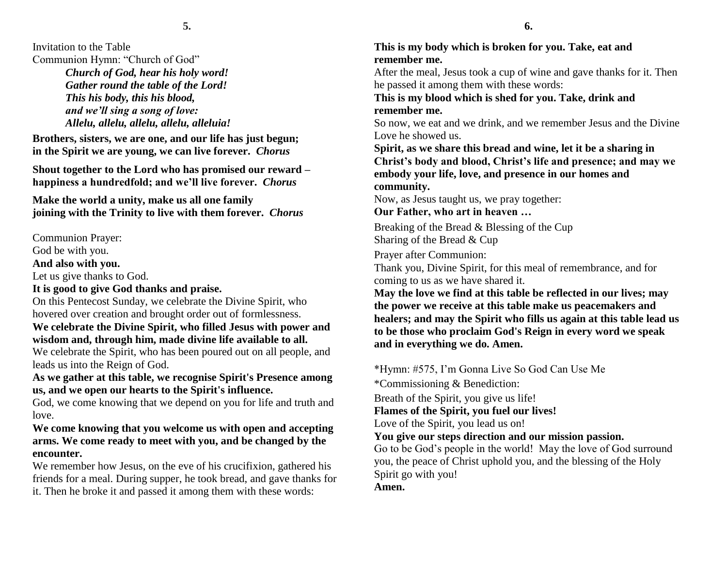Invitation to the Table

Communion Hymn: "Church of God"

> ***Church of God, hear his holy word!***
> ***Gather round the table of the Lord!***
> ***This his body, this his blood,***
> ***and we'll sing a song of love:***
> ***Allelu, allelu, allelu, allelu, alleluia!***

**Brothers, sisters, we are one, and our life has just begun; in the Spirit we are young, we can live forever.** ***Chorus***

**Shout together to the Lord who has promised our reward – happiness a hundredfold; and we'll live forever.** ***Chorus***

**Make the world a unity, make us all one family joining with the Trinity to live with them forever.** ***Chorus***

Communion Prayer:

God be with you.

**And also with you.**

Let us give thanks to God.

**It is good to give God thanks and praise.**

On this Pentecost Sunday, we celebrate the Divine Spirit, who hovered over creation and brought order out of formlessness.

**We celebrate the Divine Spirit, who filled Jesus with power and wisdom and, through him, made divine life available to all.**

We celebrate the Spirit, who has been poured out on all people, and leads us into the Reign of God.

**As we gather at this table, we recognise Spirit's Presence among us, and we open our hearts to the Spirit's influence.**

God, we come knowing that we depend on you for life and truth and love.

**We come knowing that you welcome us with open and accepting arms. We come ready to meet with you, and be changed by the encounter.**

We remember how Jesus, on the eve of his crucifixion, gathered his friends for a meal. During supper, he took bread, and gave thanks for it. Then he broke it and passed it among them with these words:

**This is my body which is broken for you. Take, eat and remember me.**

After the meal, Jesus took a cup of wine and gave thanks for it. Then he passed it among them with these words:

**This is my blood which is shed for you. Take, drink and remember me.**

So now, we eat and we drink, and we remember Jesus and the Divine Love he showed us.

**Spirit, as we share this bread and wine, let it be a sharing in Christ's body and blood, Christ's life and presence; and may we embody your life, love, and presence in our homes and community.**

Now, as Jesus taught us, we pray together:

**Our Father, who art in heaven …**

Breaking of the Bread & Blessing of the Cup

Sharing of the Bread & Cup

Prayer after Communion:

Thank you, Divine Spirit, for this meal of remembrance, and for coming to us as we have shared it.

**May the love we find at this table be reflected in our lives; may the power we receive at this table make us peacemakers and healers; and may the Spirit who fills us again at this table lead us to be those who proclaim God's Reign in every word we speak and in everything we do. Amen.**

*Hymn: #575, I'm Gonna Live So God Can Use Me

*Commissioning & Benediction:

Breath of the Spirit, you give us life!

**Flames of the Spirit, you fuel our lives!**

Love of the Spirit, you lead us on!

**You give our steps direction and our mission passion.**

Go to be God's people in the world! May the love of God surround you, the peace of Christ uphold you, and the blessing of the Holy Spirit go with you!

**Amen.**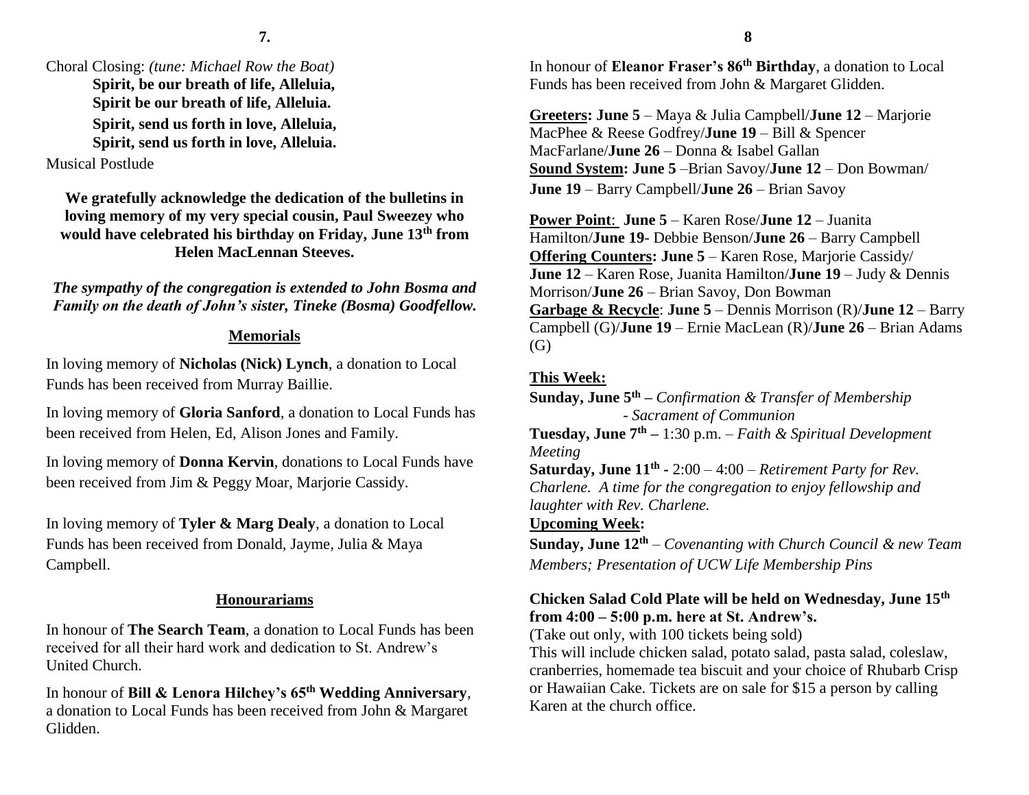Choral Closing: *(tune: Michael Row the Boat)*

**Spirit, be our breath of life, Alleluia,**
**Spirit be our breath of life, Alleluia.**
**Spirit, send us forth in love, Alleluia,**
**Spirit, send us forth in love, Alleluia.**

Musical Postlude

**We gratefully acknowledge the dedication of the bulletins in loving memory of my very special cousin, Paul Sweezey who would have celebrated his birthday on Friday, June 13th from Helen MacLennan Steeves.**

***The sympathy of the congregation is extended to John Bosma and Family on the death of John's sister, Tineke (Bosma) Goodfellow.***

## Memorials

In loving memory of **Nicholas (Nick) Lynch**, a donation to Local Funds has been received from Murray Baillie.

In loving memory of **Gloria Sanford**, a donation to Local Funds has been received from Helen, Ed, Alison Jones and Family.

In loving memory of **Donna Kervin**, donations to Local Funds have been received from Jim & Peggy Moar, Marjorie Cassidy.

In loving memory of **Tyler & Marg Dealy**, a donation to Local Funds has been received from Donald, Jayme, Julia & Maya Campbell.

## Honourariams

In honour of **The Search Team**, a donation to Local Funds has been received for all their hard work and dedication to St. Andrew's United Church.

In honour of **Bill & Lenora Hilchey's 65th Wedding Anniversary**, a donation to Local Funds has been received from John & Margaret Glidden.

In honour of **Eleanor Fraser's 86th Birthday**, a donation to Local Funds has been received from John & Margaret Glidden.

**Greeters: June 5** – Maya & Julia Campbell/**June 12** – Marjorie MacPhee & Reese Godfrey/**June 19** – Bill & Spencer MacFarlane/**June 26** – Donna & Isabel Gallan
**Sound System: June 5** –Brian Savoy/**June 12** – Don Bowman/ **June 19** – Barry Campbell/**June 26** – Brian Savoy

**Power Point**: **June 5** – Karen Rose/**June 12** – Juanita Hamilton/**June 19**- Debbie Benson/**June 26** – Barry Campbell
**Offering Counters: June 5** – Karen Rose, Marjorie Cassidy/ **June 12** – Karen Rose, Juanita Hamilton/**June 19** – Judy & Dennis Morrison/**June 26** – Brian Savoy, Don Bowman
**Garbage & Recycle**: **June 5** – Dennis Morrison (R)/**June 12** – Barry Campbell (G)/**June 19** – Ernie MacLean (R)/**June 26** – Brian Adams (G)

**This Week:**

**Sunday, June 5th –** *Confirmation & Transfer of Membership - Sacrament of Communion*
**Tuesday, June 7th –** 1:30 p.m. – *Faith & Spiritual Development Meeting*
**Saturday, June 11th -** 2:00 – 4:00 – *Retirement Party for Rev. Charlene. A time for the congregation to enjoy fellowship and laughter with Rev. Charlene.*

**Upcoming Week:**

**Sunday, June 12th** – *Covenanting with Church Council & new Team Members; Presentation of UCW Life Membership Pins*

**Chicken Salad Cold Plate will be held on Wednesday, June 15th from 4:00 – 5:00 p.m. here at St. Andrew's.**
(Take out only, with 100 tickets being sold)
This will include chicken salad, potato salad, pasta salad, coleslaw, cranberries, homemade tea biscuit and your choice of Rhubarb Crisp or Hawaiian Cake. Tickets are on sale for $15 a person by calling Karen at the church office.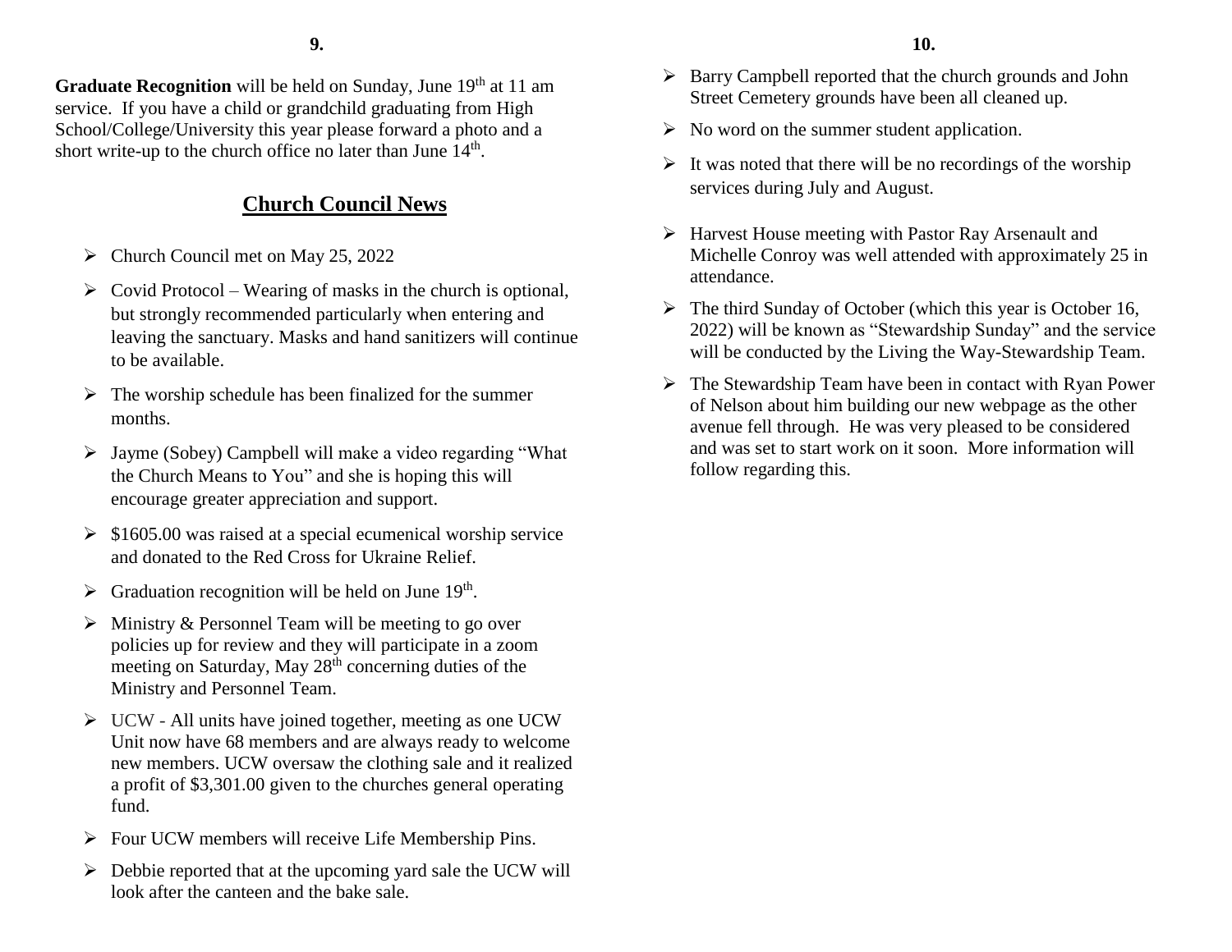**Graduate Recognition** will be held on Sunday, June 19th at 11 am service. If you have a child or grandchild graduating from High School/College/University this year please forward a photo and a short write-up to the church office no later than June 14th.

## Church Council News

- Church Council met on May 25, 2022
- Covid Protocol – Wearing of masks in the church is optional, but strongly recommended particularly when entering and leaving the sanctuary. Masks and hand sanitizers will continue to be available.
- The worship schedule has been finalized for the summer months.
- Jayme (Sobey) Campbell will make a video regarding "What the Church Means to You" and she is hoping this will encourage greater appreciation and support.
- $1605.00 was raised at a special ecumenical worship service and donated to the Red Cross for Ukraine Relief.
- Graduation recognition will be held on June 19th.
- Ministry & Personnel Team will be meeting to go over policies up for review and they will participate in a zoom meeting on Saturday, May 28th concerning duties of the Ministry and Personnel Team.
- UCW - All units have joined together, meeting as one UCW Unit now have 68 members and are always ready to welcome new members. UCW oversaw the clothing sale and it realized a profit of $3,301.00 given to the churches general operating fund.
- Four UCW members will receive Life Membership Pins.
- Debbie reported that at the upcoming yard sale the UCW will look after the canteen and the bake sale.
- Barry Campbell reported that the church grounds and John Street Cemetery grounds have been all cleaned up.
- No word on the summer student application.
- It was noted that there will be no recordings of the worship services during July and August.
- Harvest House meeting with Pastor Ray Arsenault and Michelle Conroy was well attended with approximately 25 in attendance.
- The third Sunday of October (which this year is October 16, 2022) will be known as "Stewardship Sunday" and the service will be conducted by the Living the Way-Stewardship Team.
- The Stewardship Team have been in contact with Ryan Power of Nelson about him building our new webpage as the other avenue fell through. He was very pleased to be considered and was set to start work on it soon. More information will follow regarding this.